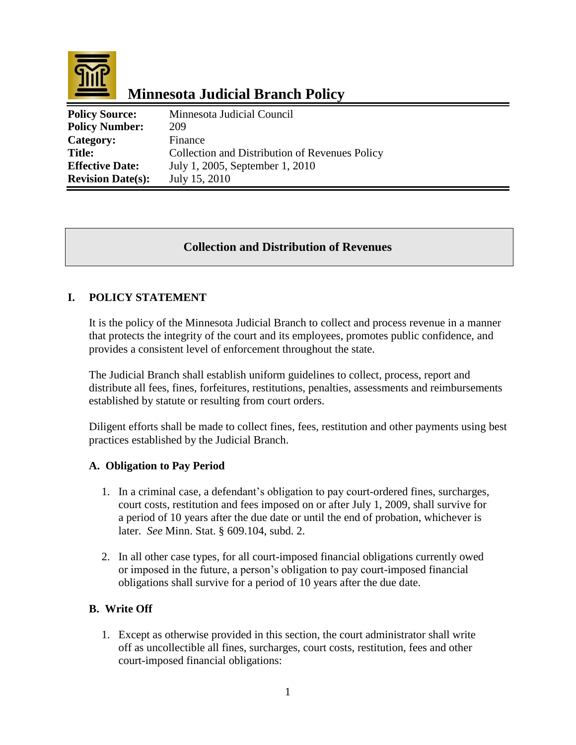# Minnesota Judicial Branch Policy

| | |
|---|---|
| **Policy Source:** | Minnesota Judicial Council |
| **Policy Number:** | 209 |
| **Category:** | Finance |
| **Title:** | Collection and Distribution of Revenues Policy |
| **Effective Date:** | July 1, 2005, September 1, 2010 |
| **Revision Date(s):** | July 15, 2010 |

## Collection and Distribution of Revenues

### I. POLICY STATEMENT

It is the policy of the Minnesota Judicial Branch to collect and process revenue in a manner that protects the integrity of the court and its employees, promotes public confidence, and provides a consistent level of enforcement throughout the state.

The Judicial Branch shall establish uniform guidelines to collect, process, report and distribute all fees, fines, forfeitures, restitutions, penalties, assessments and reimbursements established by statute or resulting from court orders.

Diligent efforts shall be made to collect fines, fees, restitution and other payments using best practices established by the Judicial Branch.

#### A. Obligation to Pay Period

1. In a criminal case, a defendant's obligation to pay court-ordered fines, surcharges, court costs, restitution and fees imposed on or after July 1, 2009, shall survive for a period of 10 years after the due date or until the end of probation, whichever is later. *See* Minn. Stat. § 609.104, subd. 2.

2. In all other case types, for all court-imposed financial obligations currently owed or imposed in the future, a person's obligation to pay court-imposed financial obligations shall survive for a period of 10 years after the due date.

#### B. Write Off

1. Except as otherwise provided in this section, the court administrator shall write off as uncollectible all fines, surcharges, court costs, restitution, fees and other court-imposed financial obligations: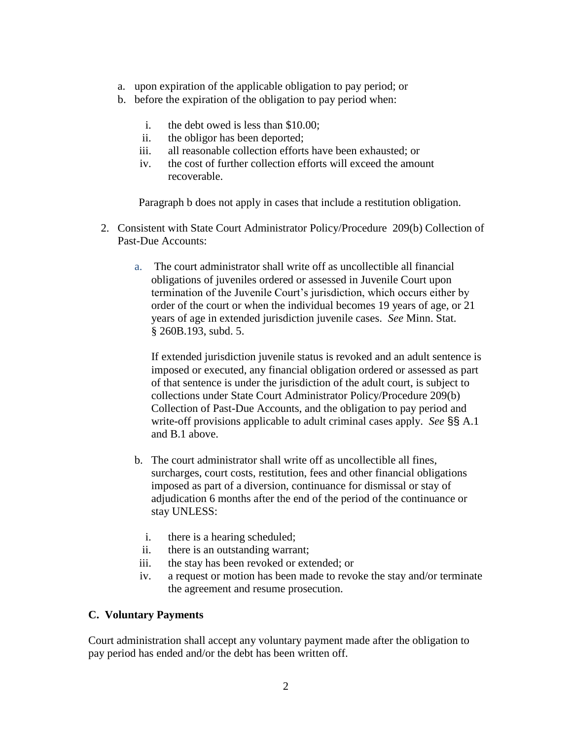a. upon expiration of the applicable obligation to pay period; or
b. before the expiration of the obligation to pay period when:

   i. the debt owed is less than $10.00;
   ii. the obligor has been deported;
   iii. all reasonable collection efforts have been exhausted; or
   iv. the cost of further collection efforts will exceed the amount recoverable.

   Paragraph b does not apply in cases that include a restitution obligation.

2. Consistent with State Court Administrator Policy/Procedure 209(b) Collection of Past-Due Accounts:

   a. The court administrator shall write off as uncollectible all financial obligations of juveniles ordered or assessed in Juvenile Court upon termination of the Juvenile Court's jurisdiction, which occurs either by order of the court or when the individual becomes 19 years of age, or 21 years of age in extended jurisdiction juvenile cases. *See* Minn. Stat. § 260B.193, subd. 5.

      If extended jurisdiction juvenile status is revoked and an adult sentence is imposed or executed, any financial obligation ordered or assessed as part of that sentence is under the jurisdiction of the adult court, is subject to collections under State Court Administrator Policy/Procedure 209(b) Collection of Past-Due Accounts, and the obligation to pay period and write-off provisions applicable to adult criminal cases apply. *See* §§ A.1 and B.1 above.

   b. The court administrator shall write off as uncollectible all fines, surcharges, court costs, restitution, fees and other financial obligations imposed as part of a diversion, continuance for dismissal or stay of adjudication 6 months after the end of the period of the continuance or stay UNLESS:

      i. there is a hearing scheduled;
      ii. there is an outstanding warrant;
      iii. the stay has been revoked or extended; or
      iv. a request or motion has been made to revoke the stay and/or terminate the agreement and resume prosecution.

### C. Voluntary Payments

Court administration shall accept any voluntary payment made after the obligation to pay period has ended and/or the debt has been written off.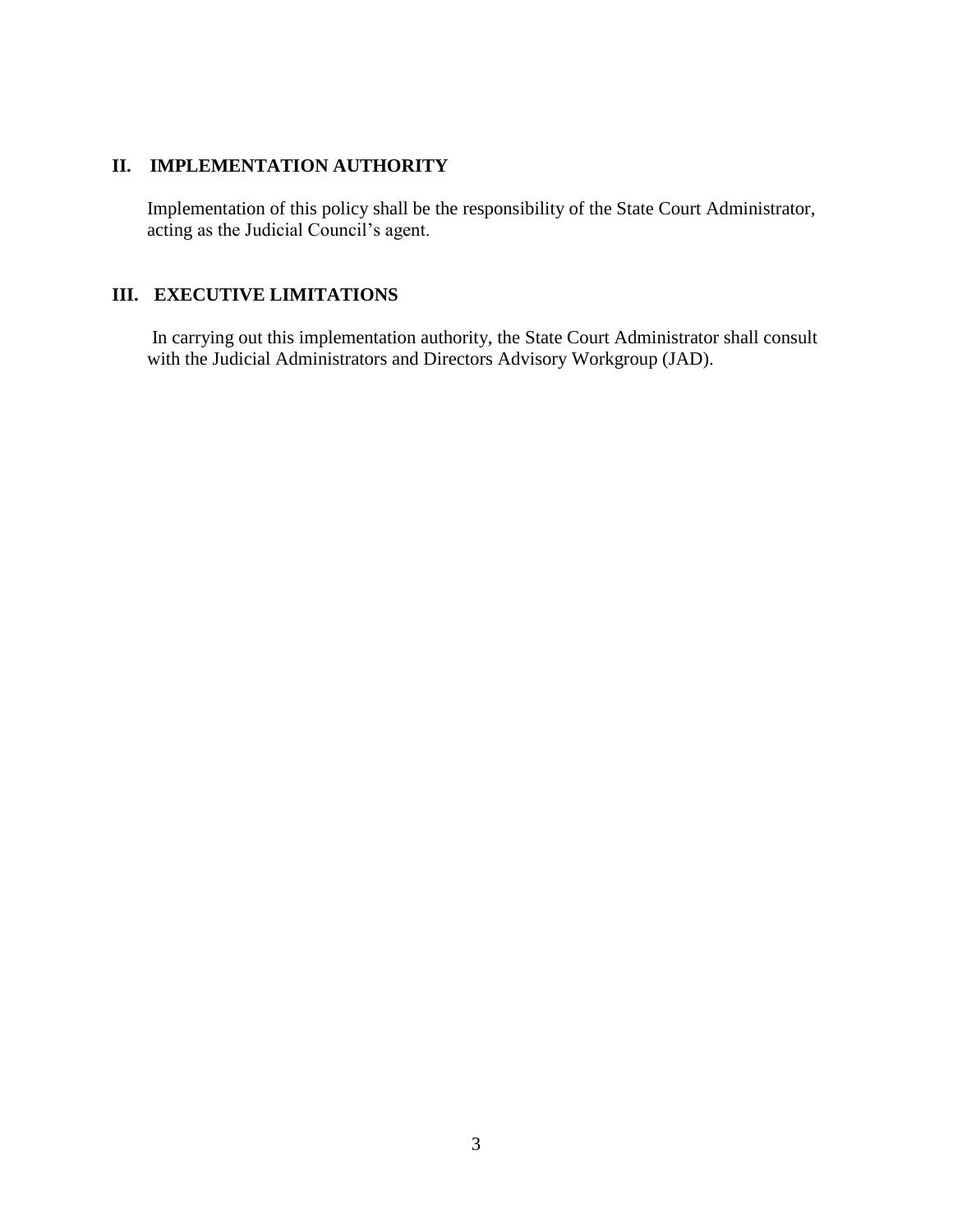## II. IMPLEMENTATION AUTHORITY

Implementation of this policy shall be the responsibility of the State Court Administrator, acting as the Judicial Council's agent.

## III. EXECUTIVE LIMITATIONS

In carrying out this implementation authority, the State Court Administrator shall consult with the Judicial Administrators and Directors Advisory Workgroup (JAD).